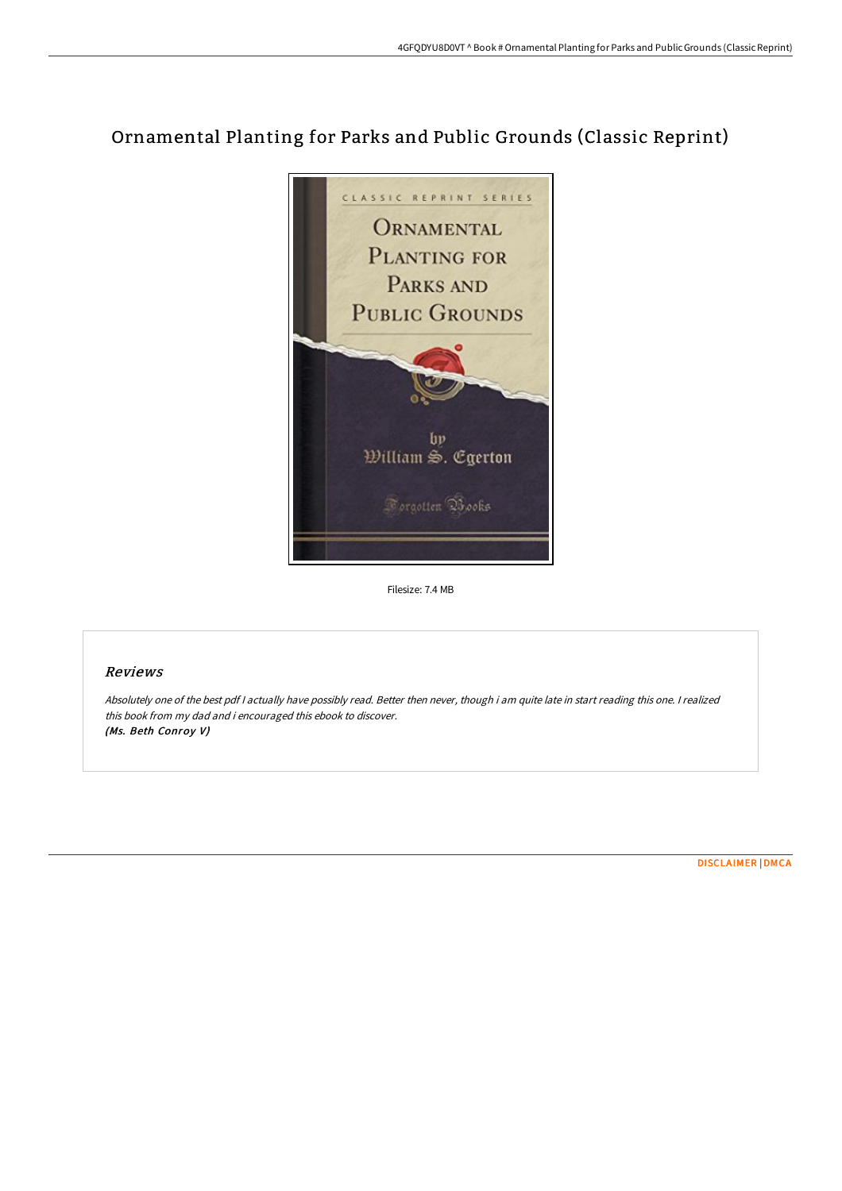# Ornamental Planting for Parks and Public Grounds (Classic Reprint)

Filesize: 7.4 MB

## *Reviews*

*Absolutely one of the best pdf I actually have possibly read. Better then never, though i am quite late in start reading this one. I realized this book from my dad and i encouraged this ebook to discover.*
***(Ms. Beth Conroy V)***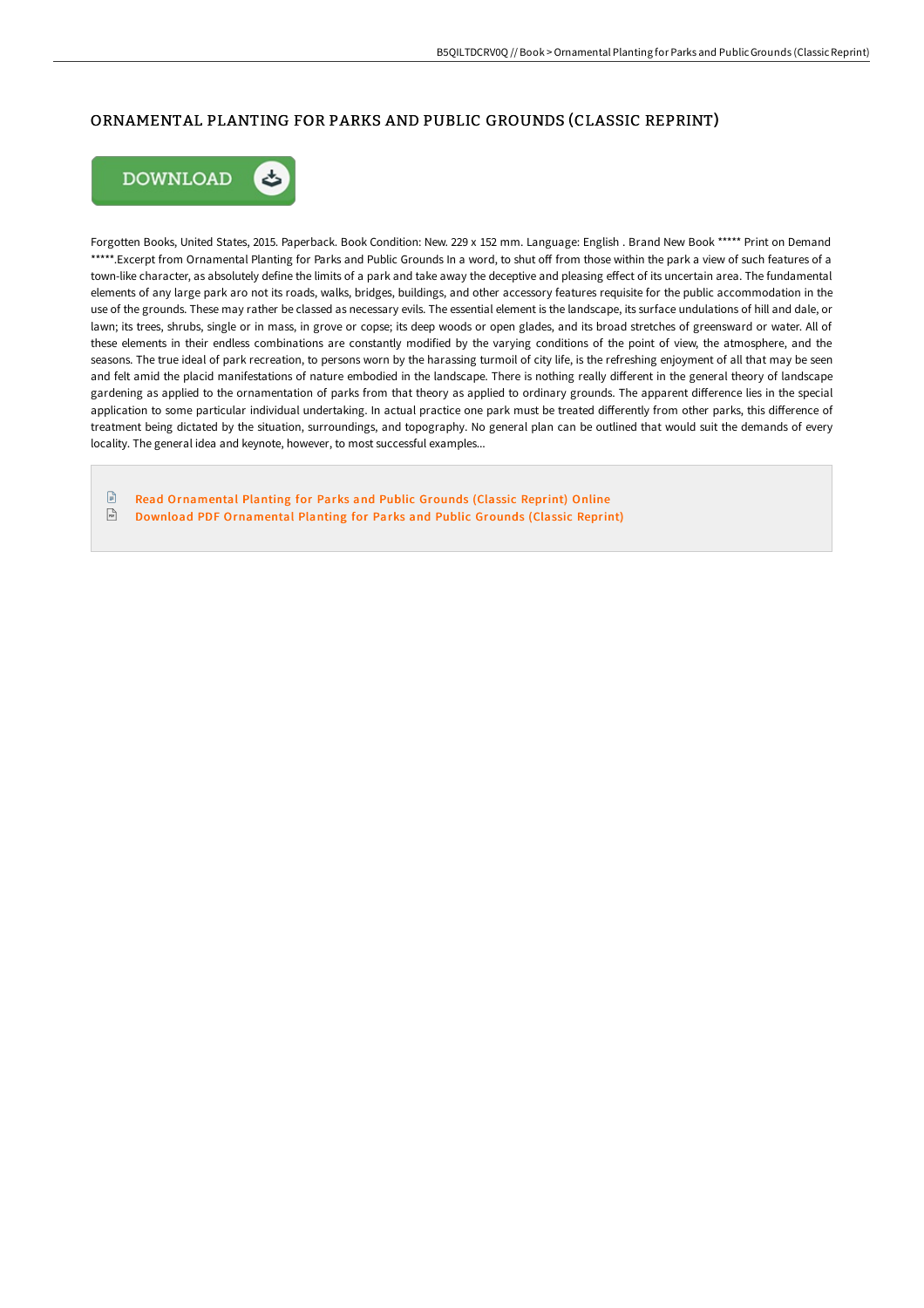# ORNAMENTAL PLANTING FOR PARKS AND PUBLIC GROUNDS (CLASSIC REPRINT)

DOWNLOAD

Forgotten Books, United States, 2015. Paperback. Book Condition: New. 229 x 152 mm. Language: English . Brand New Book ***** Print on Demand *****.Excerpt from Ornamental Planting for Parks and Public Grounds In a word, to shut off from those within the park a view of such features of a town-like character, as absolutely define the limits of a park and take away the deceptive and pleasing effect of its uncertain area. The fundamental elements of any large park aro not its roads, walks, bridges, buildings, and other accessory features requisite for the public accommodation in the use of the grounds. These may rather be classed as necessary evils. The essential element is the landscape, its surface undulations of hill and dale, or lawn; its trees, shrubs, single or in mass, in grove or copse; its deep woods or open glades, and its broad stretches of greensward or water. All of these elements in their endless combinations are constantly modified by the varying conditions of the point of view, the atmosphere, and the seasons. The true ideal of park recreation, to persons worn by the harassing turmoil of city life, is the refreshing enjoyment of all that may be seen and felt amid the placid manifestations of nature embodied in the landscape. There is nothing really different in the general theory of landscape gardening as applied to the ornamentation of parks from that theory as applied to ordinary grounds. The apparent difference lies in the special application to some particular individual undertaking. In actual practice one park must be treated differently from other parks, this difference of treatment being dictated by the situation, surroundings, and topography. No general plan can be outlined that would suit the demands of every locality. The general idea and keynote, however, to most successful examples...

- Read Ornamental Planting for Parks and Public Grounds (Classic Reprint) Online
- Download PDF Ornamental Planting for Parks and Public Grounds (Classic Reprint)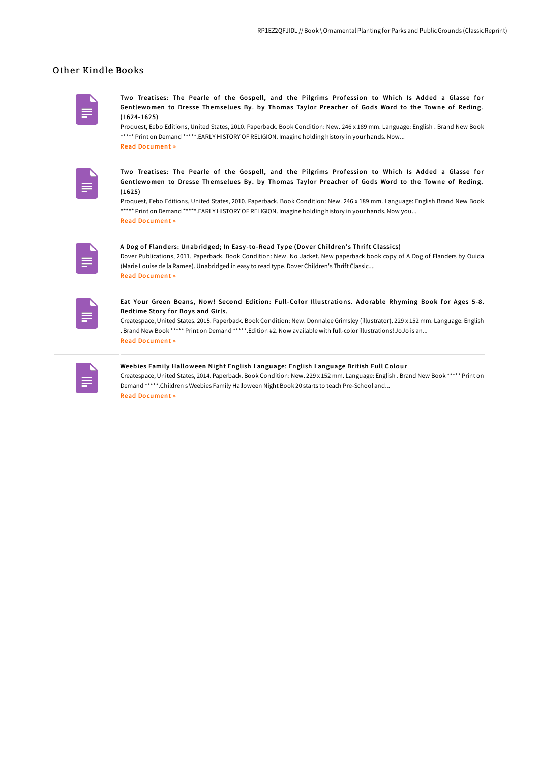## Other Kindle Books

**Two Treatises: The Pearle of the Gospell, and the Pilgrims Profession to Which Is Added a Glasse for Gentlewomen to Dresse Themselues By. by Thomas Taylor Preacher of Gods Word to the Towne of Reding. (1624-1625)**

Proquest, Eebo Editions, United States, 2010. Paperback. Book Condition: New. 246 x 189 mm. Language: English . Brand New Book ***** Print on Demand *****.EARLY HISTORY OF RELIGION. Imagine holding history in your hands. Now...

Read Document »

**Two Treatises: The Pearle of the Gospell, and the Pilgrims Profession to Which Is Added a Glasse for Gentlewomen to Dresse Themselues By. by Thomas Taylor Preacher of Gods Word to the Towne of Reding. (1625)**

Proquest, Eebo Editions, United States, 2010. Paperback. Book Condition: New. 246 x 189 mm. Language: English Brand New Book ***** Print on Demand *****.EARLY HISTORY OF RELIGION. Imagine holding history in your hands. Now you...

Read Document »

**A Dog of Flanders: Unabridged; In Easy-to-Read Type (Dover Children's Thrift Classics)**

Dover Publications, 2011. Paperback. Book Condition: New. No Jacket. New paperback book copy of A Dog of Flanders by Ouida (Marie Louise de la Ramee). Unabridged in easy to read type. Dover Children's Thrift Classic....

Read Document »

**Eat Your Green Beans, Now! Second Edition: Full-Color Illustrations. Adorable Rhyming Book for Ages 5-8. Bedtime Story for Boys and Girls.**

Createspace, United States, 2015. Paperback. Book Condition: New. Donnalee Grimsley (illustrator). 229 x 152 mm. Language: English . Brand New Book ***** Print on Demand *****.Edition #2. Now available with full-color illustrations! JoJo is an...

Read Document »

**Weebies Family Halloween Night English Language: English Language British Full Colour**

Createspace, United States, 2014. Paperback. Book Condition: New. 229 x 152 mm. Language: English . Brand New Book ***** Print on Demand *****.Children s Weebies Family Halloween Night Book 20 starts to teach Pre-School and...

Read Document »